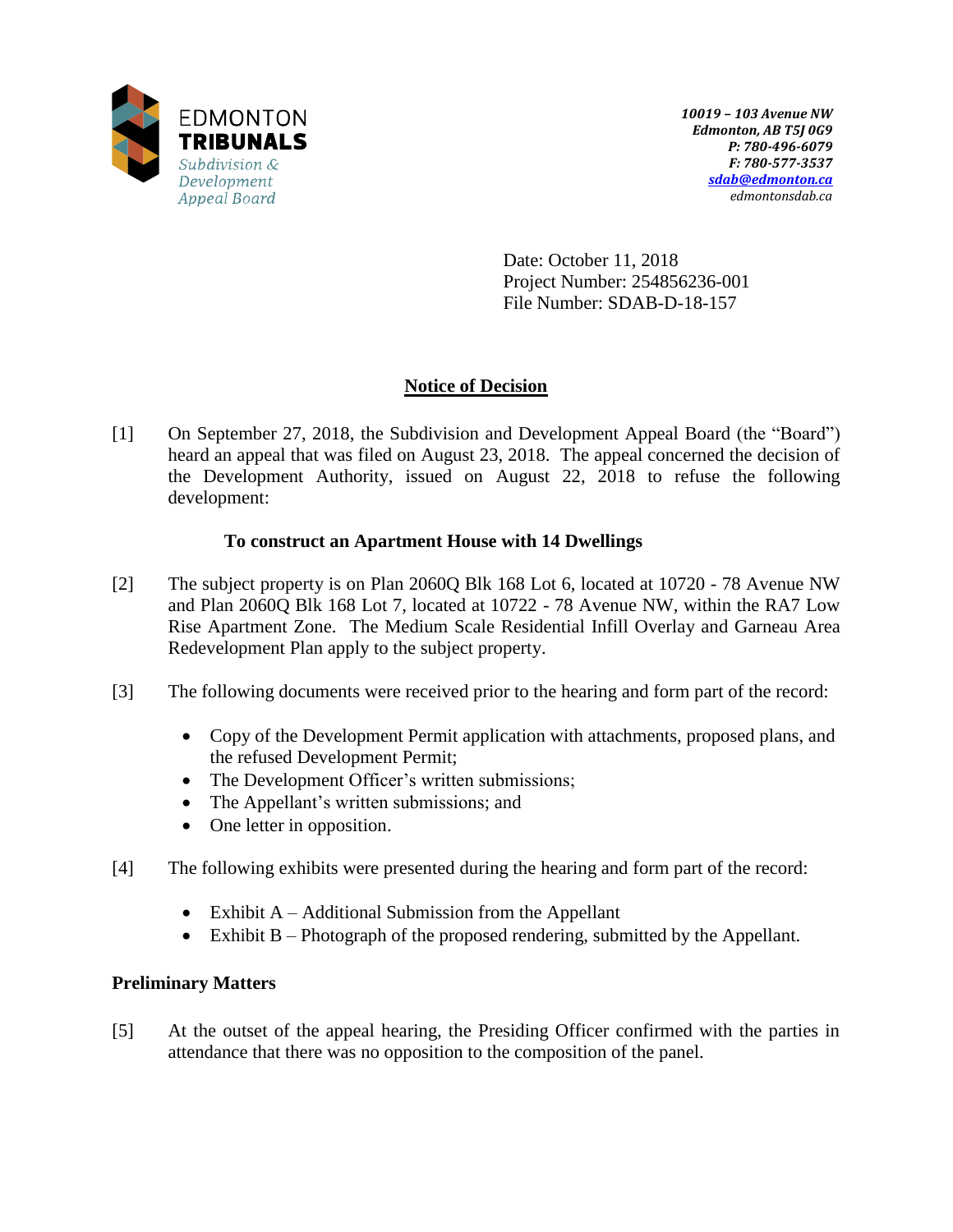EDMONTON
**TRIBUNALS**
*Subdivision & Development Appeal Board*

*10019 – 103 Avenue NW*
*Edmonton, AB T5J 0G9*
*P: 780-496-6079*
*F: 780-577-3537*
*sdab@edmonton.ca*
*edmontonsdab.ca*

Date: October 11, 2018
Project Number: 254856236-001
File Number: SDAB-D-18-157

# Notice of Decision

[1] On September 27, 2018, the Subdivision and Development Appeal Board (the "Board") heard an appeal that was filed on August 23, 2018. The appeal concerned the decision of the Development Authority, issued on August 22, 2018 to refuse the following development:

**To construct an Apartment House with 14 Dwellings**

[2] The subject property is on Plan 2060Q Blk 168 Lot 6, located at 10720 - 78 Avenue NW and Plan 2060Q Blk 168 Lot 7, located at 10722 - 78 Avenue NW, within the RA7 Low Rise Apartment Zone. The Medium Scale Residential Infill Overlay and Garneau Area Redevelopment Plan apply to the subject property.

[3] The following documents were received prior to the hearing and form part of the record:

- Copy of the Development Permit application with attachments, proposed plans, and the refused Development Permit;
- The Development Officer's written submissions;
- The Appellant's written submissions; and
- One letter in opposition.

[4] The following exhibits were presented during the hearing and form part of the record:

- Exhibit A – Additional Submission from the Appellant
- Exhibit B – Photograph of the proposed rendering, submitted by the Appellant.

## Preliminary Matters

[5] At the outset of the appeal hearing, the Presiding Officer confirmed with the parties in attendance that there was no opposition to the composition of the panel.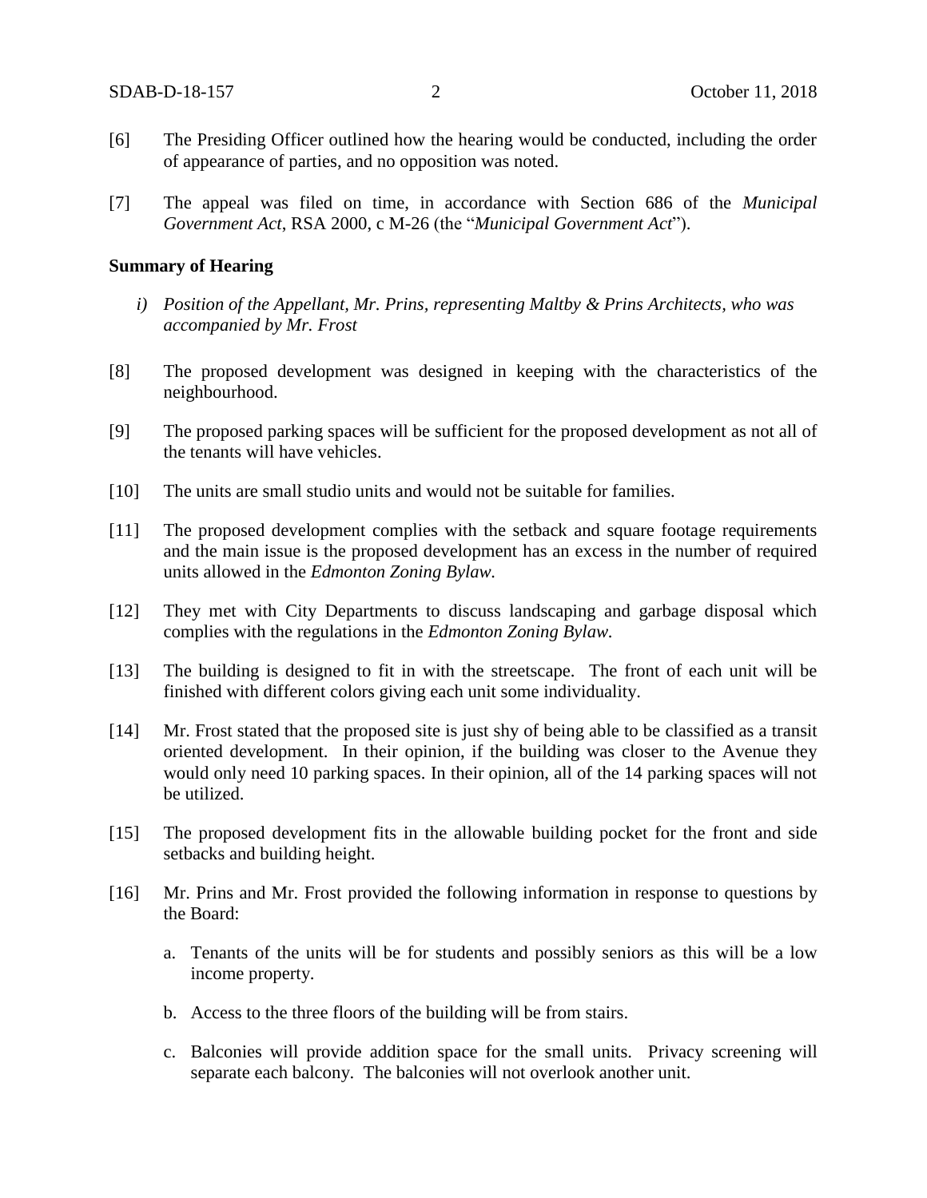[6] The Presiding Officer outlined how the hearing would be conducted, including the order of appearance of parties, and no opposition was noted.

[7] The appeal was filed on time, in accordance with Section 686 of the *Municipal Government Act*, RSA 2000, c M-26 (the "*Municipal Government Act*").

**Summary of Hearing**

*i) Position of the Appellant, Mr. Prins, representing Maltby & Prins Architects, who was accompanied by Mr. Frost*

[8] The proposed development was designed in keeping with the characteristics of the neighbourhood.

[9] The proposed parking spaces will be sufficient for the proposed development as not all of the tenants will have vehicles.

[10] The units are small studio units and would not be suitable for families.

[11] The proposed development complies with the setback and square footage requirements and the main issue is the proposed development has an excess in the number of required units allowed in the *Edmonton Zoning Bylaw.*

[12] They met with City Departments to discuss landscaping and garbage disposal which complies with the regulations in the *Edmonton Zoning Bylaw.*

[13] The building is designed to fit in with the streetscape. The front of each unit will be finished with different colors giving each unit some individuality.

[14] Mr. Frost stated that the proposed site is just shy of being able to be classified as a transit oriented development. In their opinion, if the building was closer to the Avenue they would only need 10 parking spaces. In their opinion, all of the 14 parking spaces will not be utilized.

[15] The proposed development fits in the allowable building pocket for the front and side setbacks and building height.

[16] Mr. Prins and Mr. Frost provided the following information in response to questions by the Board:

a. Tenants of the units will be for students and possibly seniors as this will be a low income property.

b. Access to the three floors of the building will be from stairs.

c. Balconies will provide addition space for the small units. Privacy screening will separate each balcony. The balconies will not overlook another unit.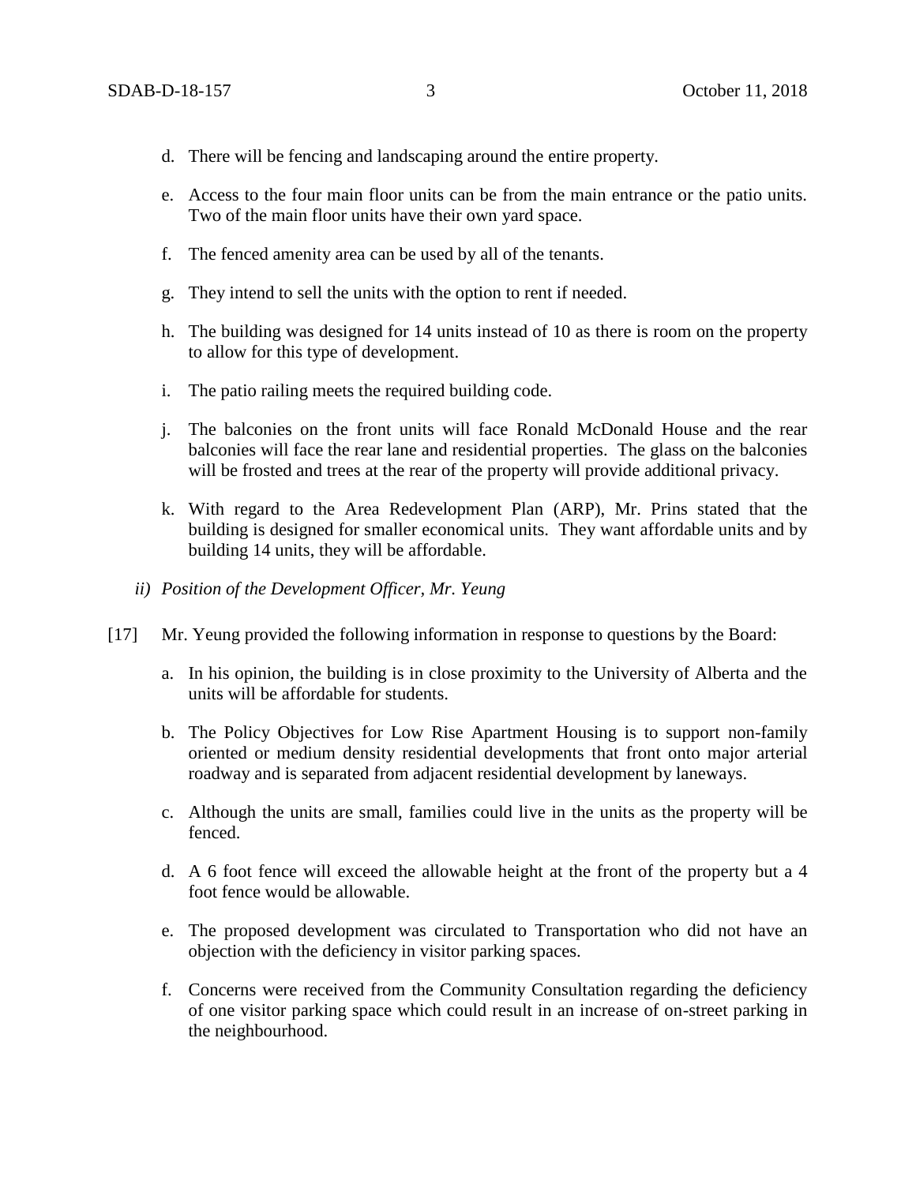d. There will be fencing and landscaping around the entire property.

e. Access to the four main floor units can be from the main entrance or the patio units. Two of the main floor units have their own yard space.

f. The fenced amenity area can be used by all of the tenants.

g. They intend to sell the units with the option to rent if needed.

h. The building was designed for 14 units instead of 10 as there is room on the property to allow for this type of development.

i. The patio railing meets the required building code.

j. The balconies on the front units will face Ronald McDonald House and the rear balconies will face the rear lane and residential properties. The glass on the balconies will be frosted and trees at the rear of the property will provide additional privacy.

k. With regard to the Area Redevelopment Plan (ARP), Mr. Prins stated that the building is designed for smaller economical units. They want affordable units and by building 14 units, they will be affordable.

*ii) Position of the Development Officer, Mr. Yeung*

[17] Mr. Yeung provided the following information in response to questions by the Board:

a. In his opinion, the building is in close proximity to the University of Alberta and the units will be affordable for students.

b. The Policy Objectives for Low Rise Apartment Housing is to support non-family oriented or medium density residential developments that front onto major arterial roadway and is separated from adjacent residential development by laneways.

c. Although the units are small, families could live in the units as the property will be fenced.

d. A 6 foot fence will exceed the allowable height at the front of the property but a 4 foot fence would be allowable.

e. The proposed development was circulated to Transportation who did not have an objection with the deficiency in visitor parking spaces.

f. Concerns were received from the Community Consultation regarding the deficiency of one visitor parking space which could result in an increase of on-street parking in the neighbourhood.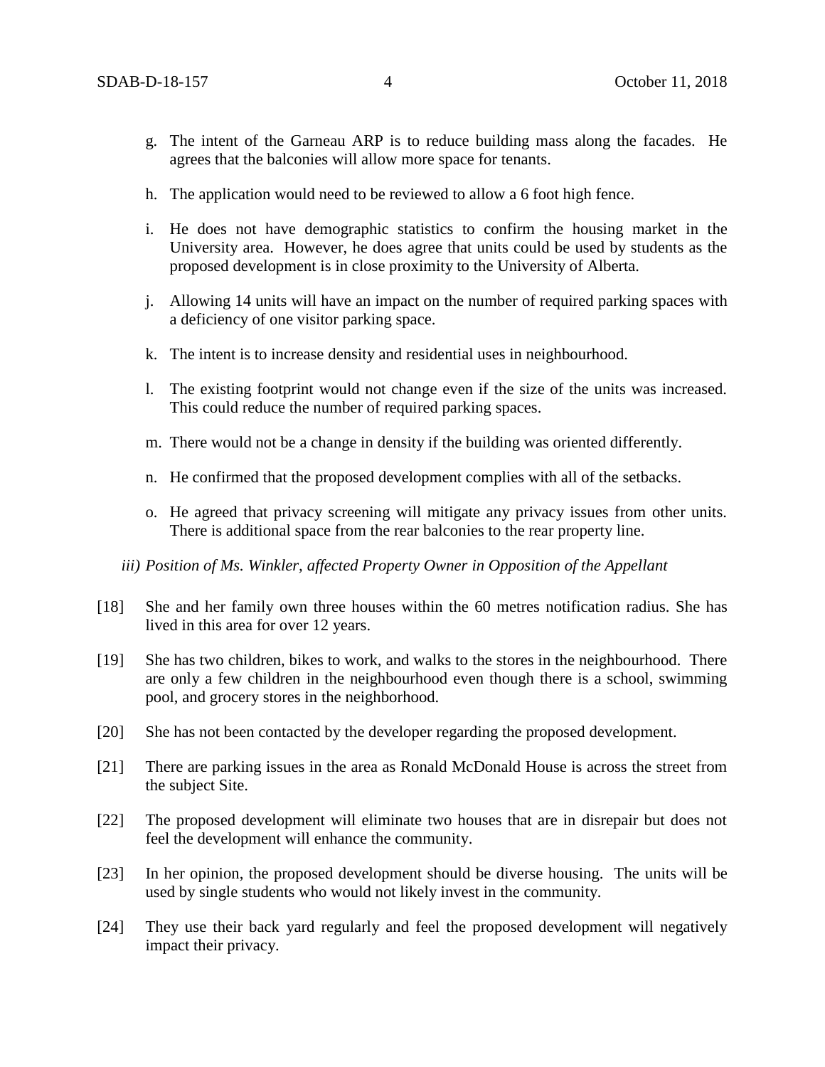g. The intent of the Garneau ARP is to reduce building mass along the facades. He agrees that the balconies will allow more space for tenants.

h. The application would need to be reviewed to allow a 6 foot high fence.

i. He does not have demographic statistics to confirm the housing market in the University area. However, he does agree that units could be used by students as the proposed development is in close proximity to the University of Alberta.

j. Allowing 14 units will have an impact on the number of required parking spaces with a deficiency of one visitor parking space.

k. The intent is to increase density and residential uses in neighbourhood.

l. The existing footprint would not change even if the size of the units was increased. This could reduce the number of required parking spaces.

m. There would not be a change in density if the building was oriented differently.

n. He confirmed that the proposed development complies with all of the setbacks.

o. He agreed that privacy screening will mitigate any privacy issues from other units. There is additional space from the rear balconies to the rear property line.

*iii) Position of Ms. Winkler, affected Property Owner in Opposition of the Appellant*

[18] She and her family own three houses within the 60 metres notification radius. She has lived in this area for over 12 years.

[19] She has two children, bikes to work, and walks to the stores in the neighbourhood. There are only a few children in the neighbourhood even though there is a school, swimming pool, and grocery stores in the neighborhood.

[20] She has not been contacted by the developer regarding the proposed development.

[21] There are parking issues in the area as Ronald McDonald House is across the street from the subject Site.

[22] The proposed development will eliminate two houses that are in disrepair but does not feel the development will enhance the community.

[23] In her opinion, the proposed development should be diverse housing. The units will be used by single students who would not likely invest in the community.

[24] They use their back yard regularly and feel the proposed development will negatively impact their privacy.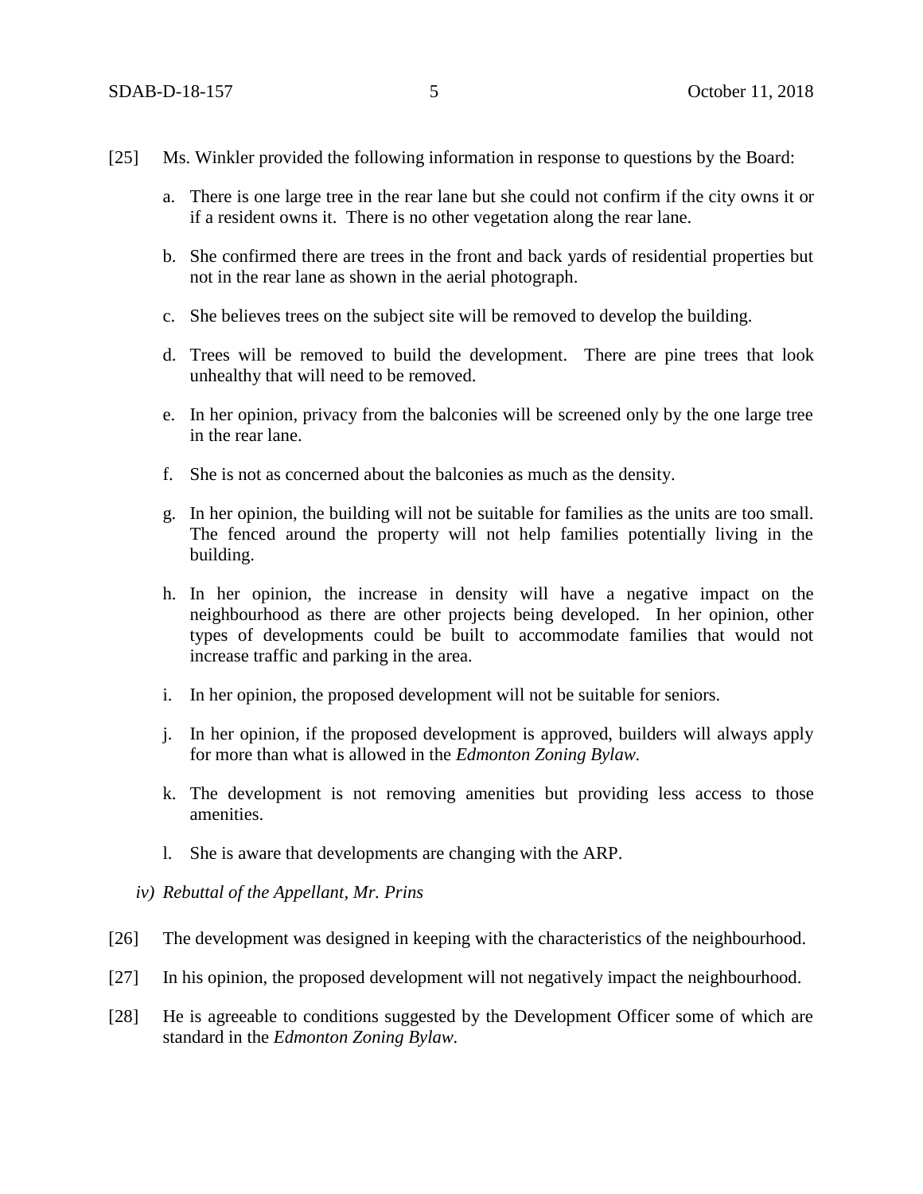[25] Ms. Winkler provided the following information in response to questions by the Board:

a. There is one large tree in the rear lane but she could not confirm if the city owns it or if a resident owns it. There is no other vegetation along the rear lane.

b. She confirmed there are trees in the front and back yards of residential properties but not in the rear lane as shown in the aerial photograph.

c. She believes trees on the subject site will be removed to develop the building.

d. Trees will be removed to build the development. There are pine trees that look unhealthy that will need to be removed.

e. In her opinion, privacy from the balconies will be screened only by the one large tree in the rear lane.

f. She is not as concerned about the balconies as much as the density.

g. In her opinion, the building will not be suitable for families as the units are too small. The fenced around the property will not help families potentially living in the building.

h. In her opinion, the increase in density will have a negative impact on the neighbourhood as there are other projects being developed. In her opinion, other types of developments could be built to accommodate families that would not increase traffic and parking in the area.

i. In her opinion, the proposed development will not be suitable for seniors.

j. In her opinion, if the proposed development is approved, builders will always apply for more than what is allowed in the *Edmonton Zoning Bylaw*.

k. The development is not removing amenities but providing less access to those amenities.

l. She is aware that developments are changing with the ARP.

*iv) Rebuttal of the Appellant, Mr. Prins*

[26] The development was designed in keeping with the characteristics of the neighbourhood.

[27] In his opinion, the proposed development will not negatively impact the neighbourhood.

[28] He is agreeable to conditions suggested by the Development Officer some of which are standard in the *Edmonton Zoning Bylaw*.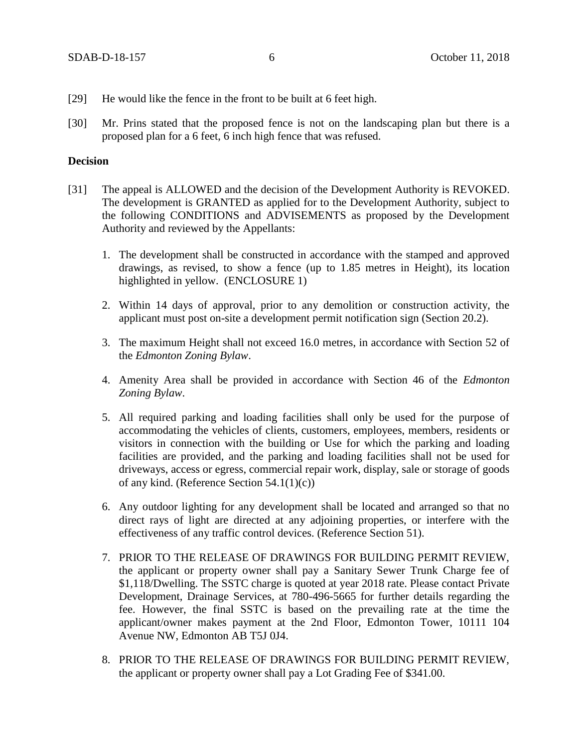[29] He would like the fence in the front to be built at 6 feet high.

[30] Mr. Prins stated that the proposed fence is not on the landscaping plan but there is a proposed plan for a 6 feet, 6 inch high fence that was refused.

**Decision**

[31] The appeal is ALLOWED and the decision of the Development Authority is REVOKED. The development is GRANTED as applied for to the Development Authority, subject to the following CONDITIONS and ADVISEMENTS as proposed by the Development Authority and reviewed by the Appellants:

1. The development shall be constructed in accordance with the stamped and approved drawings, as revised, to show a fence (up to 1.85 metres in Height), its location highlighted in yellow. (ENCLOSURE 1)

2. Within 14 days of approval, prior to any demolition or construction activity, the applicant must post on-site a development permit notification sign (Section 20.2).

3. The maximum Height shall not exceed 16.0 metres, in accordance with Section 52 of the *Edmonton Zoning Bylaw*.

4. Amenity Area shall be provided in accordance with Section 46 of the *Edmonton Zoning Bylaw*.

5. All required parking and loading facilities shall only be used for the purpose of accommodating the vehicles of clients, customers, employees, members, residents or visitors in connection with the building or Use for which the parking and loading facilities are provided, and the parking and loading facilities shall not be used for driveways, access or egress, commercial repair work, display, sale or storage of goods of any kind. (Reference Section 54.1(1)(c))

6. Any outdoor lighting for any development shall be located and arranged so that no direct rays of light are directed at any adjoining properties, or interfere with the effectiveness of any traffic control devices. (Reference Section 51).

7. PRIOR TO THE RELEASE OF DRAWINGS FOR BUILDING PERMIT REVIEW, the applicant or property owner shall pay a Sanitary Sewer Trunk Charge fee of $1,118/Dwelling. The SSTC charge is quoted at year 2018 rate. Please contact Private Development, Drainage Services, at 780-496-5665 for further details regarding the fee. However, the final SSTC is based on the prevailing rate at the time the applicant/owner makes payment at the 2nd Floor, Edmonton Tower, 10111 104 Avenue NW, Edmonton AB T5J 0J4.

8. PRIOR TO THE RELEASE OF DRAWINGS FOR BUILDING PERMIT REVIEW, the applicant or property owner shall pay a Lot Grading Fee of $341.00.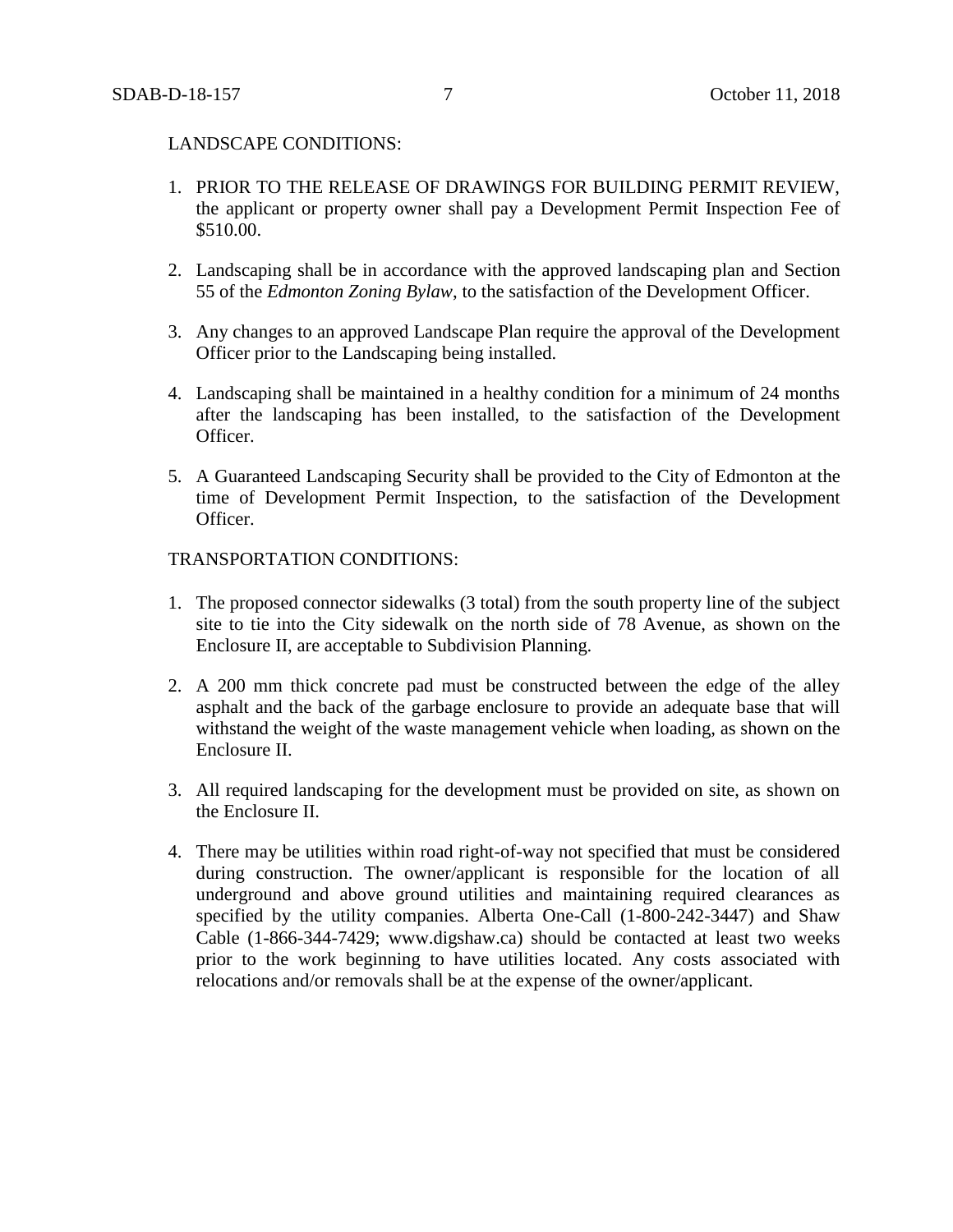LANDSCAPE CONDITIONS:

1. PRIOR TO THE RELEASE OF DRAWINGS FOR BUILDING PERMIT REVIEW, the applicant or property owner shall pay a Development Permit Inspection Fee of $510.00.

2. Landscaping shall be in accordance with the approved landscaping plan and Section 55 of the *Edmonton Zoning Bylaw*, to the satisfaction of the Development Officer.

3. Any changes to an approved Landscape Plan require the approval of the Development Officer prior to the Landscaping being installed.

4. Landscaping shall be maintained in a healthy condition for a minimum of 24 months after the landscaping has been installed, to the satisfaction of the Development Officer.

5. A Guaranteed Landscaping Security shall be provided to the City of Edmonton at the time of Development Permit Inspection, to the satisfaction of the Development Officer.

TRANSPORTATION CONDITIONS:

1. The proposed connector sidewalks (3 total) from the south property line of the subject site to tie into the City sidewalk on the north side of 78 Avenue, as shown on the Enclosure II, are acceptable to Subdivision Planning.

2. A 200 mm thick concrete pad must be constructed between the edge of the alley asphalt and the back of the garbage enclosure to provide an adequate base that will withstand the weight of the waste management vehicle when loading, as shown on the Enclosure II.

3. All required landscaping for the development must be provided on site, as shown on the Enclosure II.

4. There may be utilities within road right-of-way not specified that must be considered during construction. The owner/applicant is responsible for the location of all underground and above ground utilities and maintaining required clearances as specified by the utility companies. Alberta One-Call (1-800-242-3447) and Shaw Cable (1-866-344-7429; www.digshaw.ca) should be contacted at least two weeks prior to the work beginning to have utilities located. Any costs associated with relocations and/or removals shall be at the expense of the owner/applicant.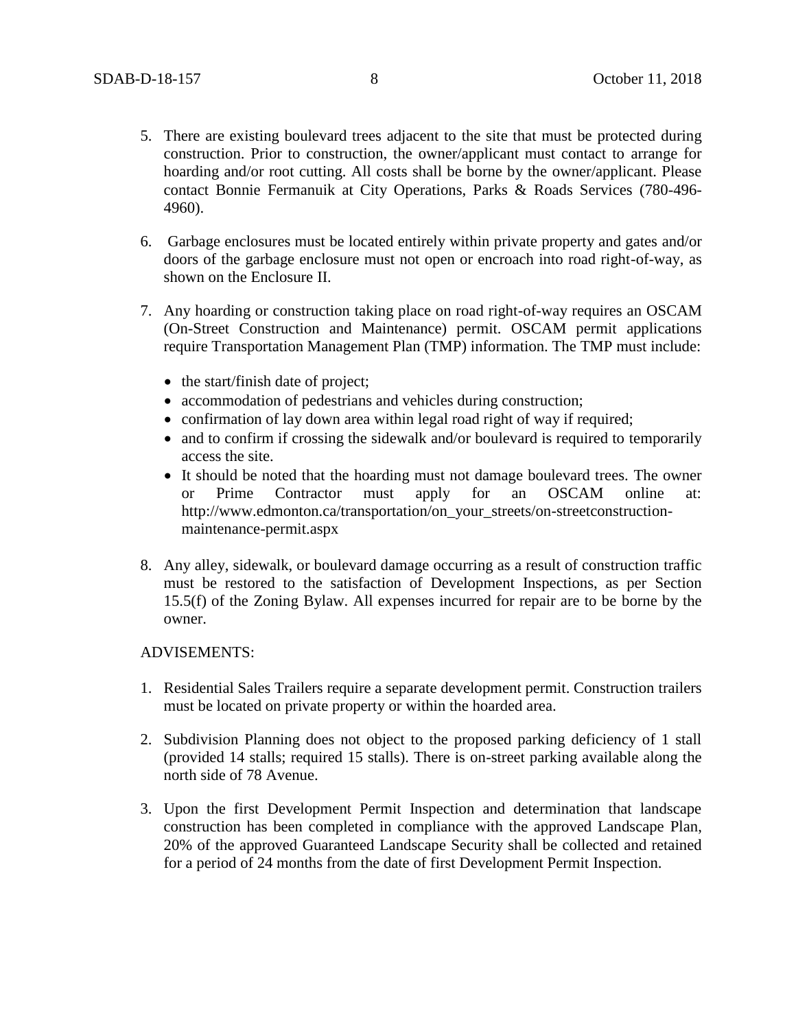5. There are existing boulevard trees adjacent to the site that must be protected during construction. Prior to construction, the owner/applicant must contact to arrange for hoarding and/or root cutting. All costs shall be borne by the owner/applicant. Please contact Bonnie Fermanuik at City Operations, Parks & Roads Services (780-496-4960).

6. Garbage enclosures must be located entirely within private property and gates and/or doors of the garbage enclosure must not open or encroach into road right-of-way, as shown on the Enclosure II.

7. Any hoarding or construction taking place on road right-of-way requires an OSCAM (On-Street Construction and Maintenance) permit. OSCAM permit applications require Transportation Management Plan (TMP) information. The TMP must include:

   - the start/finish date of project;
   - accommodation of pedestrians and vehicles during construction;
   - confirmation of lay down area within legal road right of way if required;
   - and to confirm if crossing the sidewalk and/or boulevard is required to temporarily access the site.
   - It should be noted that the hoarding must not damage boulevard trees. The owner or Prime Contractor must apply for an OSCAM online at: http://www.edmonton.ca/transportation/on_your_streets/on-streetconstruction-maintenance-permit.aspx

8. Any alley, sidewalk, or boulevard damage occurring as a result of construction traffic must be restored to the satisfaction of Development Inspections, as per Section 15.5(f) of the Zoning Bylaw. All expenses incurred for repair are to be borne by the owner.

ADVISEMENTS:

1. Residential Sales Trailers require a separate development permit. Construction trailers must be located on private property or within the hoarded area.

2. Subdivision Planning does not object to the proposed parking deficiency of 1 stall (provided 14 stalls; required 15 stalls). There is on-street parking available along the north side of 78 Avenue.

3. Upon the first Development Permit Inspection and determination that landscape construction has been completed in compliance with the approved Landscape Plan, 20% of the approved Guaranteed Landscape Security shall be collected and retained for a period of 24 months from the date of first Development Permit Inspection.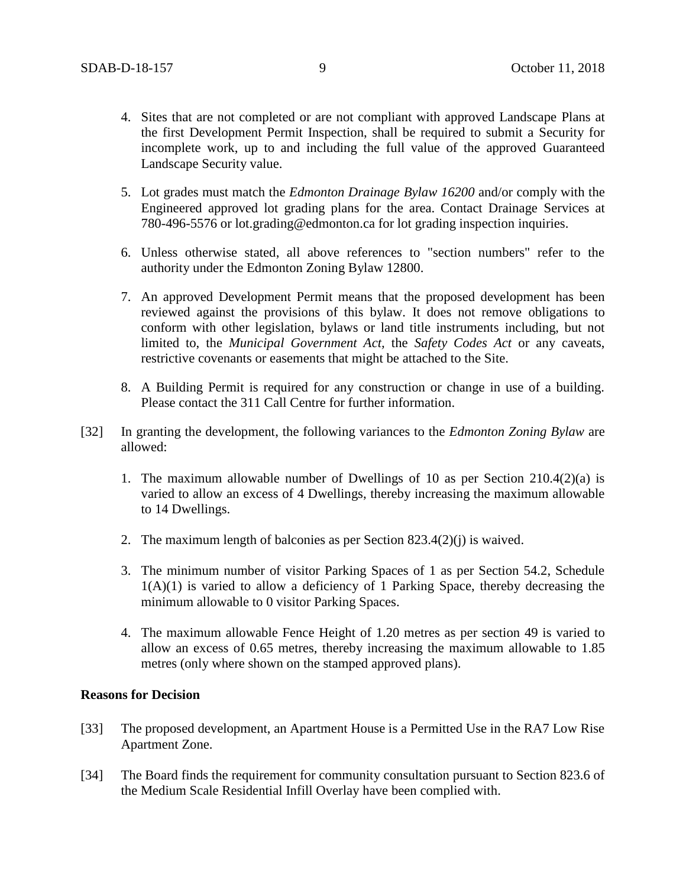4. Sites that are not completed or are not compliant with approved Landscape Plans at the first Development Permit Inspection, shall be required to submit a Security for incomplete work, up to and including the full value of the approved Guaranteed Landscape Security value.

5. Lot grades must match the *Edmonton Drainage Bylaw 16200* and/or comply with the Engineered approved lot grading plans for the area. Contact Drainage Services at 780-496-5576 or lot.grading@edmonton.ca for lot grading inspection inquiries.

6. Unless otherwise stated, all above references to "section numbers" refer to the authority under the Edmonton Zoning Bylaw 12800.

7. An approved Development Permit means that the proposed development has been reviewed against the provisions of this bylaw. It does not remove obligations to conform with other legislation, bylaws or land title instruments including, but not limited to, the *Municipal Government Act*, the *Safety Codes Act* or any caveats, restrictive covenants or easements that might be attached to the Site.

8. A Building Permit is required for any construction or change in use of a building. Please contact the 311 Call Centre for further information.

[32] In granting the development, the following variances to the *Edmonton Zoning Bylaw* are allowed:

1. The maximum allowable number of Dwellings of 10 as per Section 210.4(2)(a) is varied to allow an excess of 4 Dwellings, thereby increasing the maximum allowable to 14 Dwellings.

2. The maximum length of balconies as per Section 823.4(2)(j) is waived.

3. The minimum number of visitor Parking Spaces of 1 as per Section 54.2, Schedule 1(A)(1) is varied to allow a deficiency of 1 Parking Space, thereby decreasing the minimum allowable to 0 visitor Parking Spaces.

4. The maximum allowable Fence Height of 1.20 metres as per section 49 is varied to allow an excess of 0.65 metres, thereby increasing the maximum allowable to 1.85 metres (only where shown on the stamped approved plans).

**Reasons for Decision**

[33] The proposed development, an Apartment House is a Permitted Use in the RA7 Low Rise Apartment Zone.

[34] The Board finds the requirement for community consultation pursuant to Section 823.6 of the Medium Scale Residential Infill Overlay have been complied with.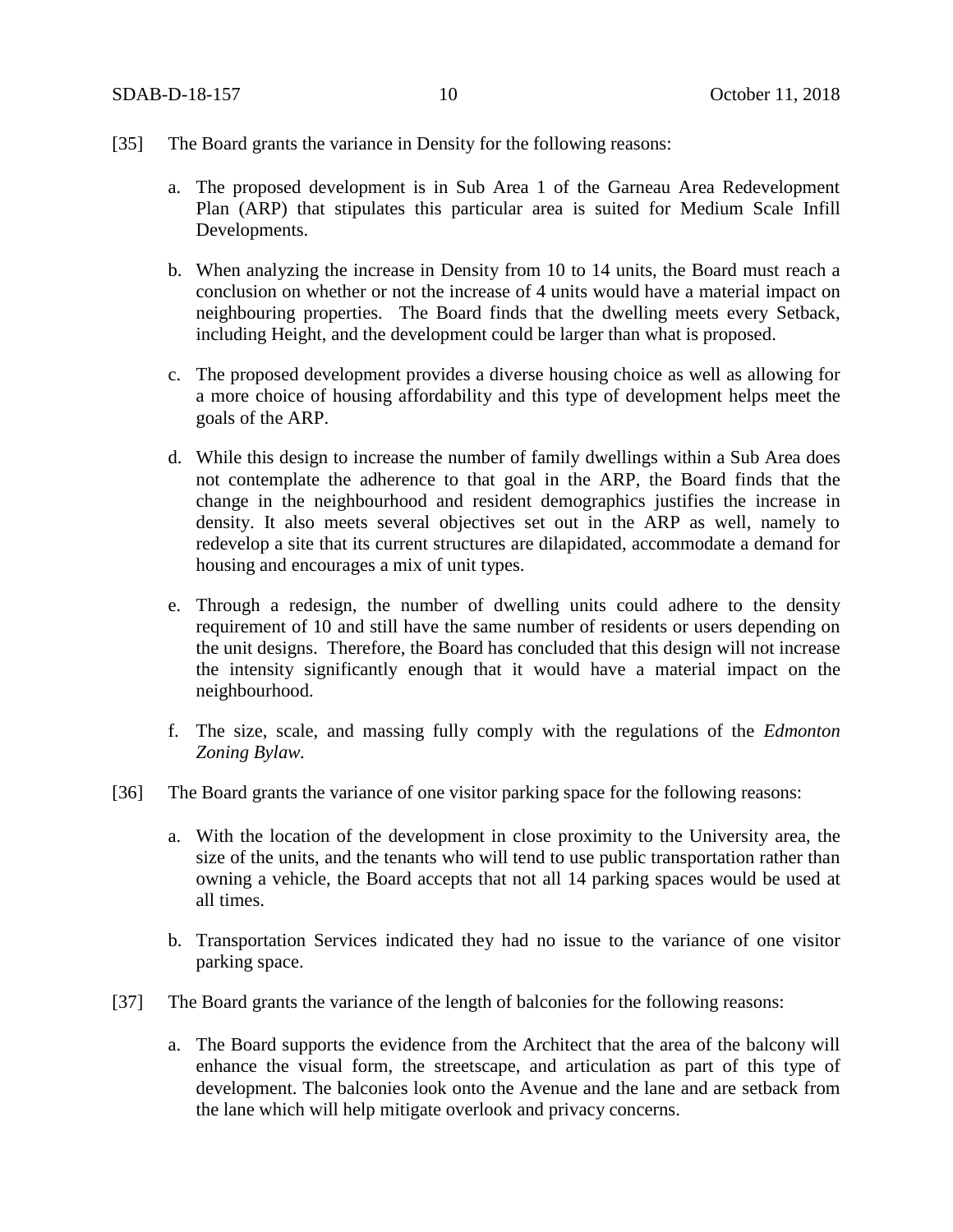[35] The Board grants the variance in Density for the following reasons:

a. The proposed development is in Sub Area 1 of the Garneau Area Redevelopment Plan (ARP) that stipulates this particular area is suited for Medium Scale Infill Developments.

b. When analyzing the increase in Density from 10 to 14 units, the Board must reach a conclusion on whether or not the increase of 4 units would have a material impact on neighbouring properties. The Board finds that the dwelling meets every Setback, including Height, and the development could be larger than what is proposed.

c. The proposed development provides a diverse housing choice as well as allowing for a more choice of housing affordability and this type of development helps meet the goals of the ARP.

d. While this design to increase the number of family dwellings within a Sub Area does not contemplate the adherence to that goal in the ARP, the Board finds that the change in the neighbourhood and resident demographics justifies the increase in density. It also meets several objectives set out in the ARP as well, namely to redevelop a site that its current structures are dilapidated, accommodate a demand for housing and encourages a mix of unit types.

e. Through a redesign, the number of dwelling units could adhere to the density requirement of 10 and still have the same number of residents or users depending on the unit designs. Therefore, the Board has concluded that this design will not increase the intensity significantly enough that it would have a material impact on the neighbourhood.

f. The size, scale, and massing fully comply with the regulations of the *Edmonton Zoning Bylaw.*

[36] The Board grants the variance of one visitor parking space for the following reasons:

a. With the location of the development in close proximity to the University area, the size of the units, and the tenants who will tend to use public transportation rather than owning a vehicle, the Board accepts that not all 14 parking spaces would be used at all times.

b. Transportation Services indicated they had no issue to the variance of one visitor parking space.

[37] The Board grants the variance of the length of balconies for the following reasons:

a. The Board supports the evidence from the Architect that the area of the balcony will enhance the visual form, the streetscape, and articulation as part of this type of development. The balconies look onto the Avenue and the lane and are setback from the lane which will help mitigate overlook and privacy concerns.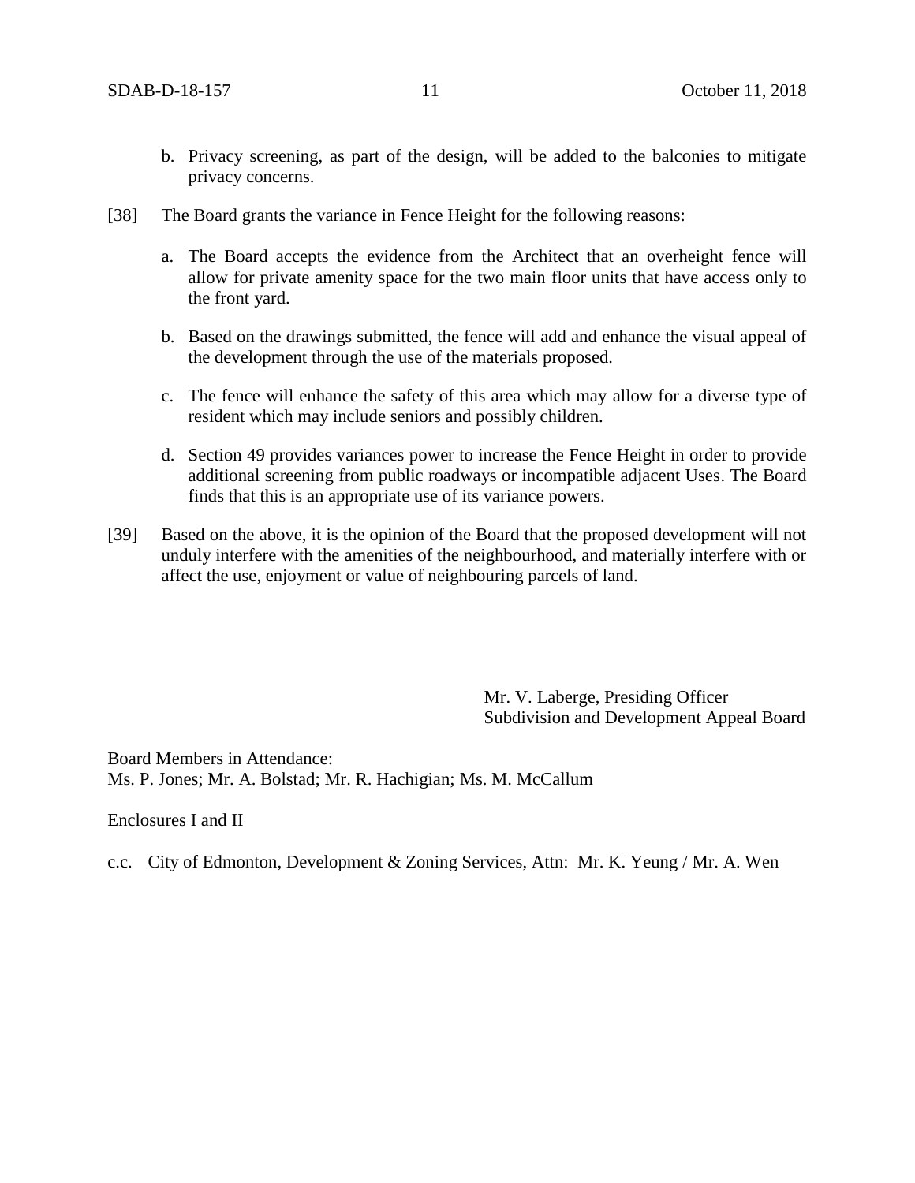b. Privacy screening, as part of the design, will be added to the balconies to mitigate privacy concerns.

[38] The Board grants the variance in Fence Height for the following reasons:

a. The Board accepts the evidence from the Architect that an overheight fence will allow for private amenity space for the two main floor units that have access only to the front yard.

b. Based on the drawings submitted, the fence will add and enhance the visual appeal of the development through the use of the materials proposed.

c. The fence will enhance the safety of this area which may allow for a diverse type of resident which may include seniors and possibly children.

d. Section 49 provides variances power to increase the Fence Height in order to provide additional screening from public roadways or incompatible adjacent Uses. The Board finds that this is an appropriate use of its variance powers.

[39] Based on the above, it is the opinion of the Board that the proposed development will not unduly interfere with the amenities of the neighbourhood, and materially interfere with or affect the use, enjoyment or value of neighbouring parcels of land.

Mr. V. Laberge, Presiding Officer
Subdivision and Development Appeal Board

Board Members in Attendance:
Ms. P. Jones; Mr. A. Bolstad; Mr. R. Hachigian; Ms. M. McCallum

Enclosures I and II

c.c. City of Edmonton, Development & Zoning Services, Attn: Mr. K. Yeung / Mr. A. Wen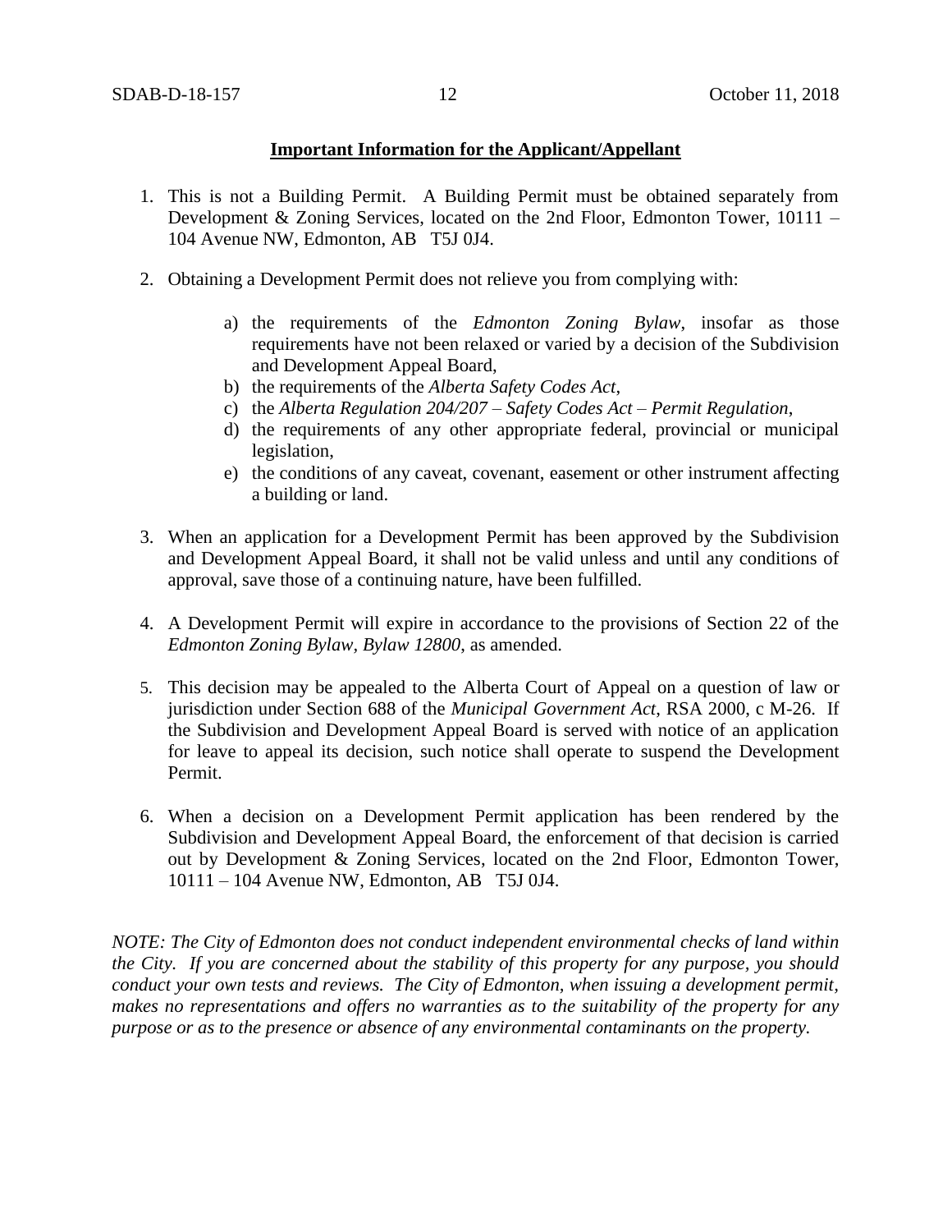**Important Information for the Applicant/Appellant**

1. This is not a Building Permit. A Building Permit must be obtained separately from Development & Zoning Services, located on the 2nd Floor, Edmonton Tower, 10111 – 104 Avenue NW, Edmonton, AB T5J 0J4.

2. Obtaining a Development Permit does not relieve you from complying with:

    a) the requirements of the *Edmonton Zoning Bylaw*, insofar as those requirements have not been relaxed or varied by a decision of the Subdivision and Development Appeal Board,
    b) the requirements of the *Alberta Safety Codes Act*,
    c) the *Alberta Regulation 204/207 – Safety Codes Act – Permit Regulation*,
    d) the requirements of any other appropriate federal, provincial or municipal legislation,
    e) the conditions of any caveat, covenant, easement or other instrument affecting a building or land.

3. When an application for a Development Permit has been approved by the Subdivision and Development Appeal Board, it shall not be valid unless and until any conditions of approval, save those of a continuing nature, have been fulfilled.

4. A Development Permit will expire in accordance to the provisions of Section 22 of the *Edmonton Zoning Bylaw, Bylaw 12800*, as amended.

5. This decision may be appealed to the Alberta Court of Appeal on a question of law or jurisdiction under Section 688 of the *Municipal Government Act*, RSA 2000, c M-26. If the Subdivision and Development Appeal Board is served with notice of an application for leave to appeal its decision, such notice shall operate to suspend the Development Permit.

6. When a decision on a Development Permit application has been rendered by the Subdivision and Development Appeal Board, the enforcement of that decision is carried out by Development & Zoning Services, located on the 2nd Floor, Edmonton Tower, 10111 – 104 Avenue NW, Edmonton, AB T5J 0J4.

*NOTE: The City of Edmonton does not conduct independent environmental checks of land within the City. If you are concerned about the stability of this property for any purpose, you should conduct your own tests and reviews. The City of Edmonton, when issuing a development permit, makes no representations and offers no warranties as to the suitability of the property for any purpose or as to the presence or absence of any environmental contaminants on the property.*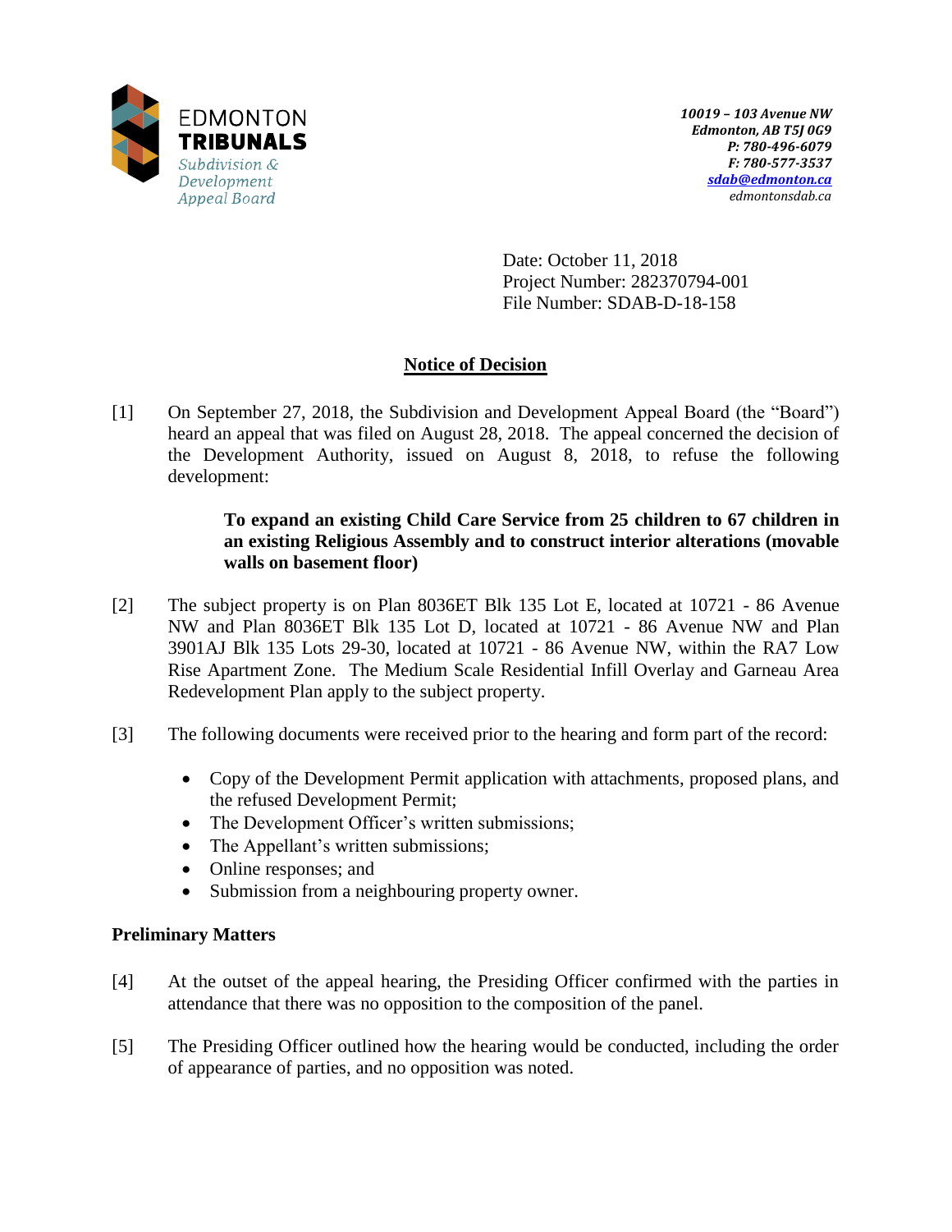10019 – 103 Avenue NW
Edmonton, AB T5J 0G9
P: 780-496-6079
F: 780-577-3537
sdab@edmonton.ca
edmontonsdab.ca

Date: October 11, 2018
Project Number: 282370794-001
File Number: SDAB-D-18-158

## Notice of Decision

[1] On September 27, 2018, the Subdivision and Development Appeal Board (the "Board") heard an appeal that was filed on August 28, 2018. The appeal concerned the decision of the Development Authority, issued on August 8, 2018, to refuse the following development:

> **To expand an existing Child Care Service from 25 children to 67 children in an existing Religious Assembly and to construct interior alterations (movable walls on basement floor)**

[2] The subject property is on Plan 8036ET Blk 135 Lot E, located at 10721 - 86 Avenue NW and Plan 8036ET Blk 135 Lot D, located at 10721 - 86 Avenue NW and Plan 3901AJ Blk 135 Lots 29-30, located at 10721 - 86 Avenue NW, within the RA7 Low Rise Apartment Zone. The Medium Scale Residential Infill Overlay and Garneau Area Redevelopment Plan apply to the subject property.

[3] The following documents were received prior to the hearing and form part of the record:

- Copy of the Development Permit application with attachments, proposed plans, and the refused Development Permit;
- The Development Officer's written submissions;
- The Appellant's written submissions;
- Online responses; and
- Submission from a neighbouring property owner.

### Preliminary Matters

[4] At the outset of the appeal hearing, the Presiding Officer confirmed with the parties in attendance that there was no opposition to the composition of the panel.

[5] The Presiding Officer outlined how the hearing would be conducted, including the order of appearance of parties, and no opposition was noted.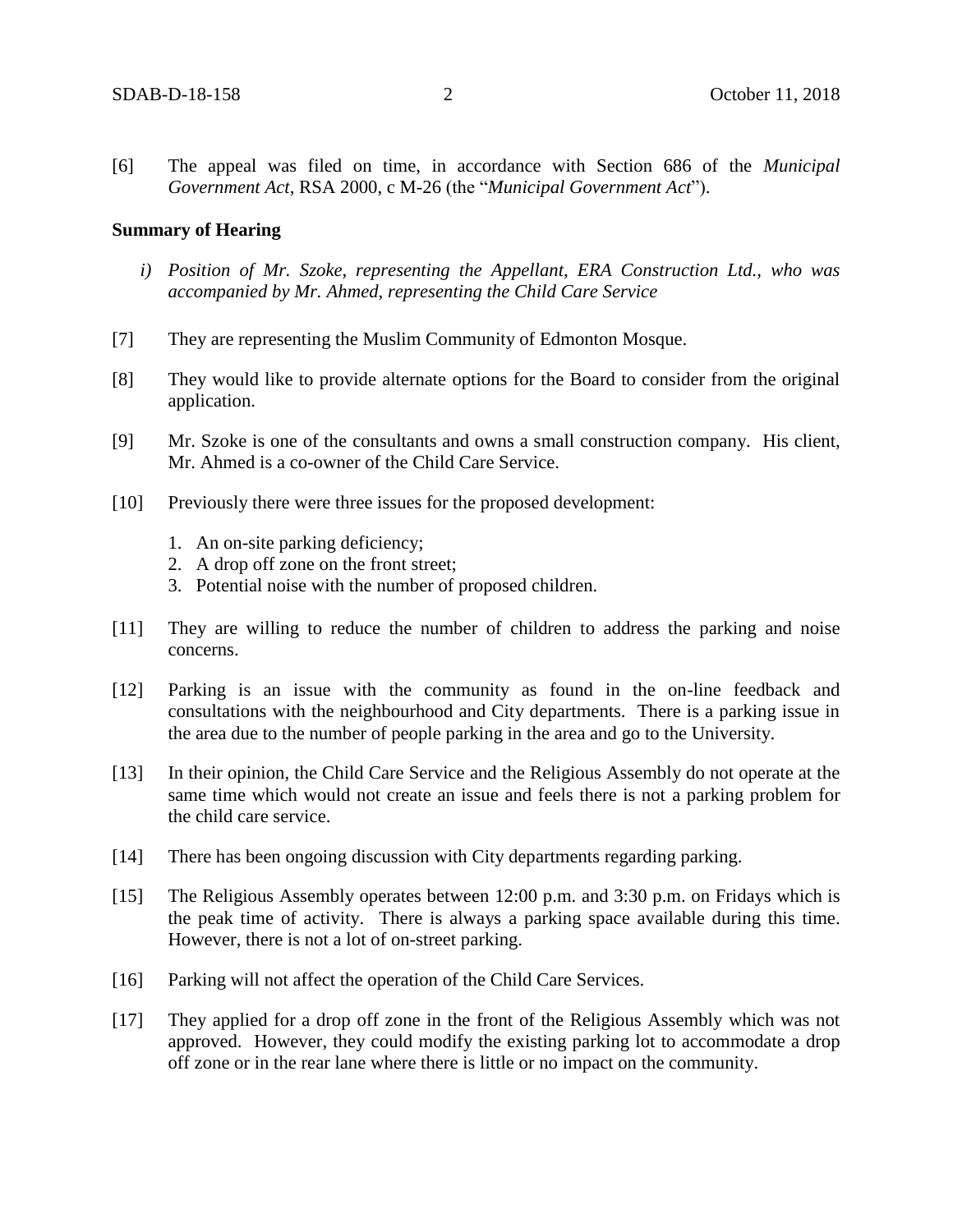[6] The appeal was filed on time, in accordance with Section 686 of the *Municipal Government Act*, RSA 2000, c M-26 (the "*Municipal Government Act*").

**Summary of Hearing**

*i) Position of Mr. Szoke, representing the Appellant, ERA Construction Ltd., who was accompanied by Mr. Ahmed, representing the Child Care Service*

[7] They are representing the Muslim Community of Edmonton Mosque.

[8] They would like to provide alternate options for the Board to consider from the original application.

[9] Mr. Szoke is one of the consultants and owns a small construction company. His client, Mr. Ahmed is a co-owner of the Child Care Service.

[10] Previously there were three issues for the proposed development:

1. An on-site parking deficiency;
2. A drop off zone on the front street;
3. Potential noise with the number of proposed children.

[11] They are willing to reduce the number of children to address the parking and noise concerns.

[12] Parking is an issue with the community as found in the on-line feedback and consultations with the neighbourhood and City departments. There is a parking issue in the area due to the number of people parking in the area and go to the University.

[13] In their opinion, the Child Care Service and the Religious Assembly do not operate at the same time which would not create an issue and feels there is not a parking problem for the child care service.

[14] There has been ongoing discussion with City departments regarding parking.

[15] The Religious Assembly operates between 12:00 p.m. and 3:30 p.m. on Fridays which is the peak time of activity. There is always a parking space available during this time. However, there is not a lot of on-street parking.

[16] Parking will not affect the operation of the Child Care Services.

[17] They applied for a drop off zone in the front of the Religious Assembly which was not approved. However, they could modify the existing parking lot to accommodate a drop off zone or in the rear lane where there is little or no impact on the community.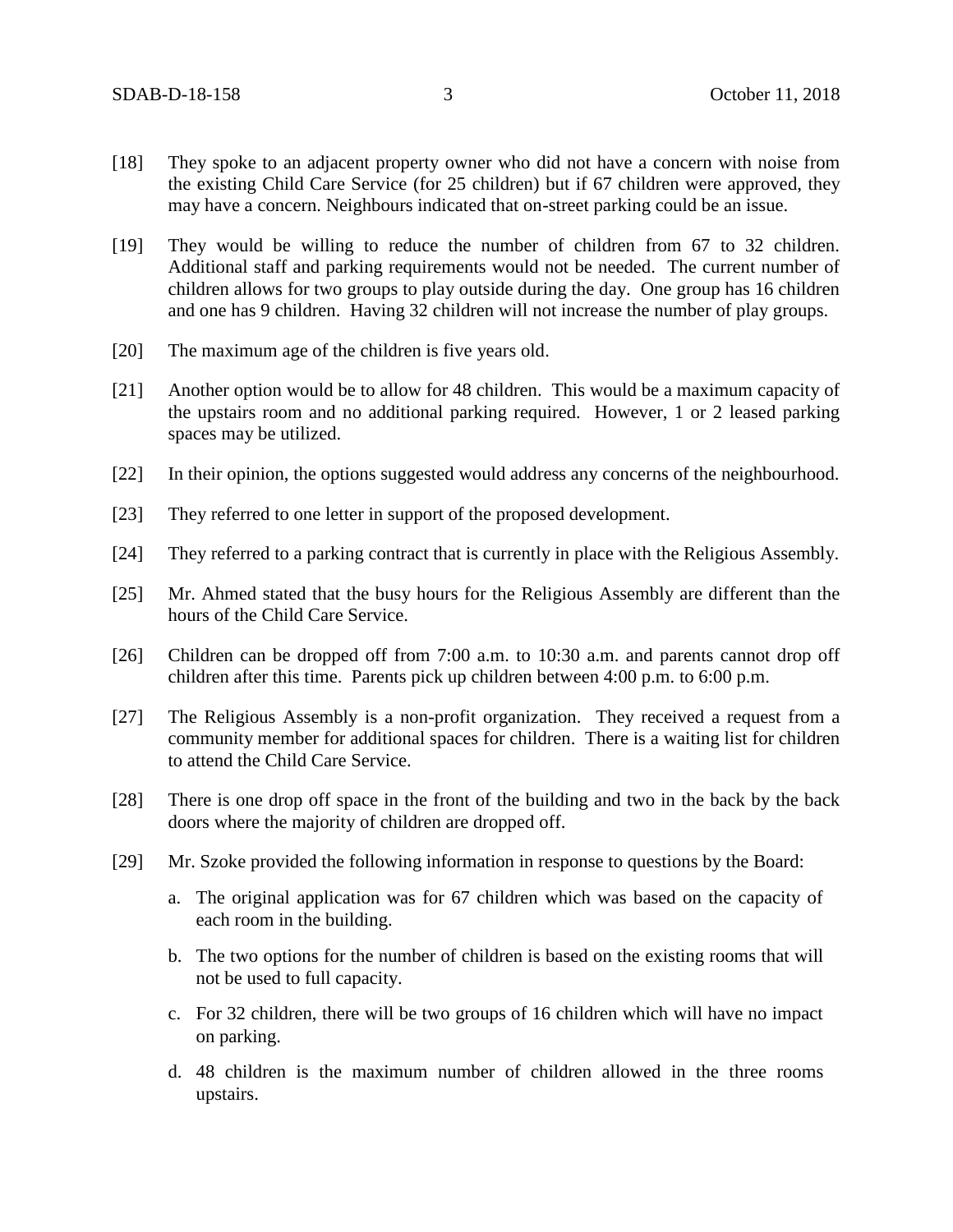[18] They spoke to an adjacent property owner who did not have a concern with noise from the existing Child Care Service (for 25 children) but if 67 children were approved, they may have a concern. Neighbours indicated that on-street parking could be an issue.

[19] They would be willing to reduce the number of children from 67 to 32 children. Additional staff and parking requirements would not be needed. The current number of children allows for two groups to play outside during the day. One group has 16 children and one has 9 children. Having 32 children will not increase the number of play groups.

[20] The maximum age of the children is five years old.

[21] Another option would be to allow for 48 children. This would be a maximum capacity of the upstairs room and no additional parking required. However, 1 or 2 leased parking spaces may be utilized.

[22] In their opinion, the options suggested would address any concerns of the neighbourhood.

[23] They referred to one letter in support of the proposed development.

[24] They referred to a parking contract that is currently in place with the Religious Assembly.

[25] Mr. Ahmed stated that the busy hours for the Religious Assembly are different than the hours of the Child Care Service.

[26] Children can be dropped off from 7:00 a.m. to 10:30 a.m. and parents cannot drop off children after this time. Parents pick up children between 4:00 p.m. to 6:00 p.m.

[27] The Religious Assembly is a non-profit organization. They received a request from a community member for additional spaces for children. There is a waiting list for children to attend the Child Care Service.

[28] There is one drop off space in the front of the building and two in the back by the back doors where the majority of children are dropped off.

[29] Mr. Szoke provided the following information in response to questions by the Board:

a. The original application was for 67 children which was based on the capacity of each room in the building.

b. The two options for the number of children is based on the existing rooms that will not be used to full capacity.

c. For 32 children, there will be two groups of 16 children which will have no impact on parking.

d. 48 children is the maximum number of children allowed in the three rooms upstairs.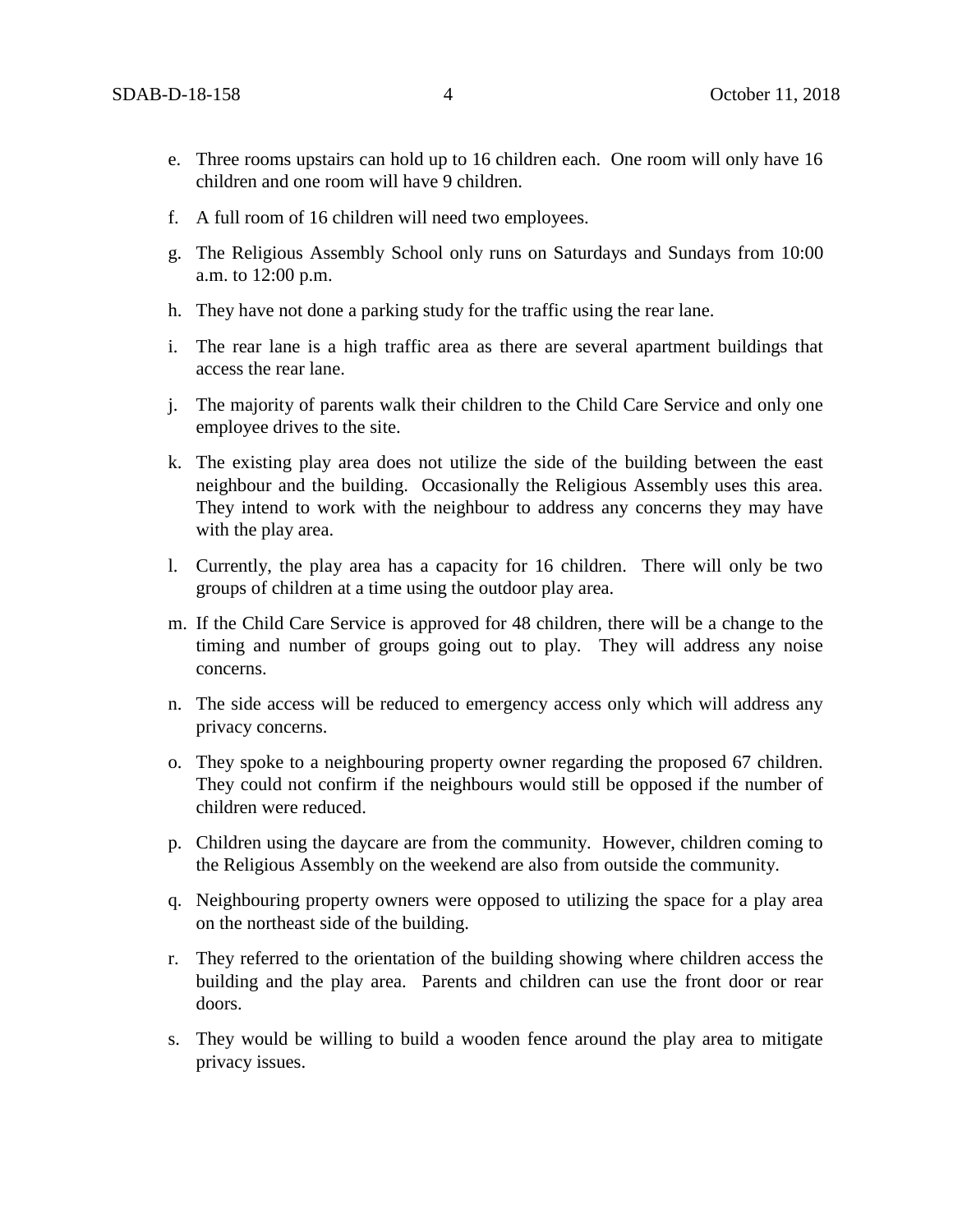e. Three rooms upstairs can hold up to 16 children each. One room will only have 16 children and one room will have 9 children.

f. A full room of 16 children will need two employees.

g. The Religious Assembly School only runs on Saturdays and Sundays from 10:00 a.m. to 12:00 p.m.

h. They have not done a parking study for the traffic using the rear lane.

i. The rear lane is a high traffic area as there are several apartment buildings that access the rear lane.

j. The majority of parents walk their children to the Child Care Service and only one employee drives to the site.

k. The existing play area does not utilize the side of the building between the east neighbour and the building. Occasionally the Religious Assembly uses this area. They intend to work with the neighbour to address any concerns they may have with the play area.

l. Currently, the play area has a capacity for 16 children. There will only be two groups of children at a time using the outdoor play area.

m. If the Child Care Service is approved for 48 children, there will be a change to the timing and number of groups going out to play. They will address any noise concerns.

n. The side access will be reduced to emergency access only which will address any privacy concerns.

o. They spoke to a neighbouring property owner regarding the proposed 67 children. They could not confirm if the neighbours would still be opposed if the number of children were reduced.

p. Children using the daycare are from the community. However, children coming to the Religious Assembly on the weekend are also from outside the community.

q. Neighbouring property owners were opposed to utilizing the space for a play area on the northeast side of the building.

r. They referred to the orientation of the building showing where children access the building and the play area. Parents and children can use the front door or rear doors.

s. They would be willing to build a wooden fence around the play area to mitigate privacy issues.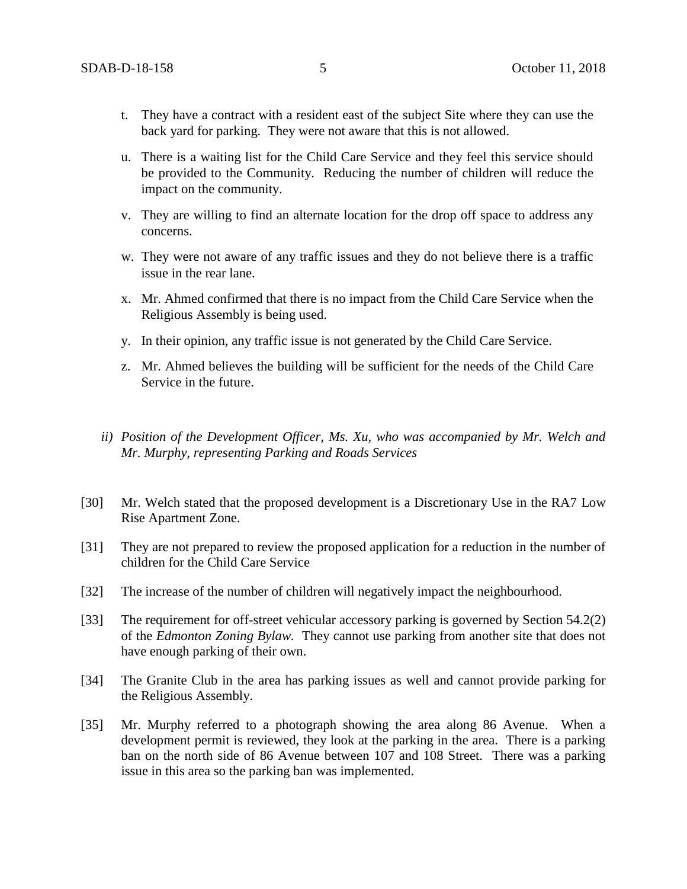t. They have a contract with a resident east of the subject Site where they can use the back yard for parking. They were not aware that this is not allowed.

u. There is a waiting list for the Child Care Service and they feel this service should be provided to the Community. Reducing the number of children will reduce the impact on the community.

v. They are willing to find an alternate location for the drop off space to address any concerns.

w. They were not aware of any traffic issues and they do not believe there is a traffic issue in the rear lane.

x. Mr. Ahmed confirmed that there is no impact from the Child Care Service when the Religious Assembly is being used.

y. In their opinion, any traffic issue is not generated by the Child Care Service.

z. Mr. Ahmed believes the building will be sufficient for the needs of the Child Care Service in the future.

*ii) Position of the Development Officer, Ms. Xu, who was accompanied by Mr. Welch and Mr. Murphy, representing Parking and Roads Services*

[30] Mr. Welch stated that the proposed development is a Discretionary Use in the RA7 Low Rise Apartment Zone.

[31] They are not prepared to review the proposed application for a reduction in the number of children for the Child Care Service

[32] The increase of the number of children will negatively impact the neighbourhood.

[33] The requirement for off-street vehicular accessory parking is governed by Section 54.2(2) of the *Edmonton Zoning Bylaw*. They cannot use parking from another site that does not have enough parking of their own.

[34] The Granite Club in the area has parking issues as well and cannot provide parking for the Religious Assembly.

[35] Mr. Murphy referred to a photograph showing the area along 86 Avenue. When a development permit is reviewed, they look at the parking in the area. There is a parking ban on the north side of 86 Avenue between 107 and 108 Street. There was a parking issue in this area so the parking ban was implemented.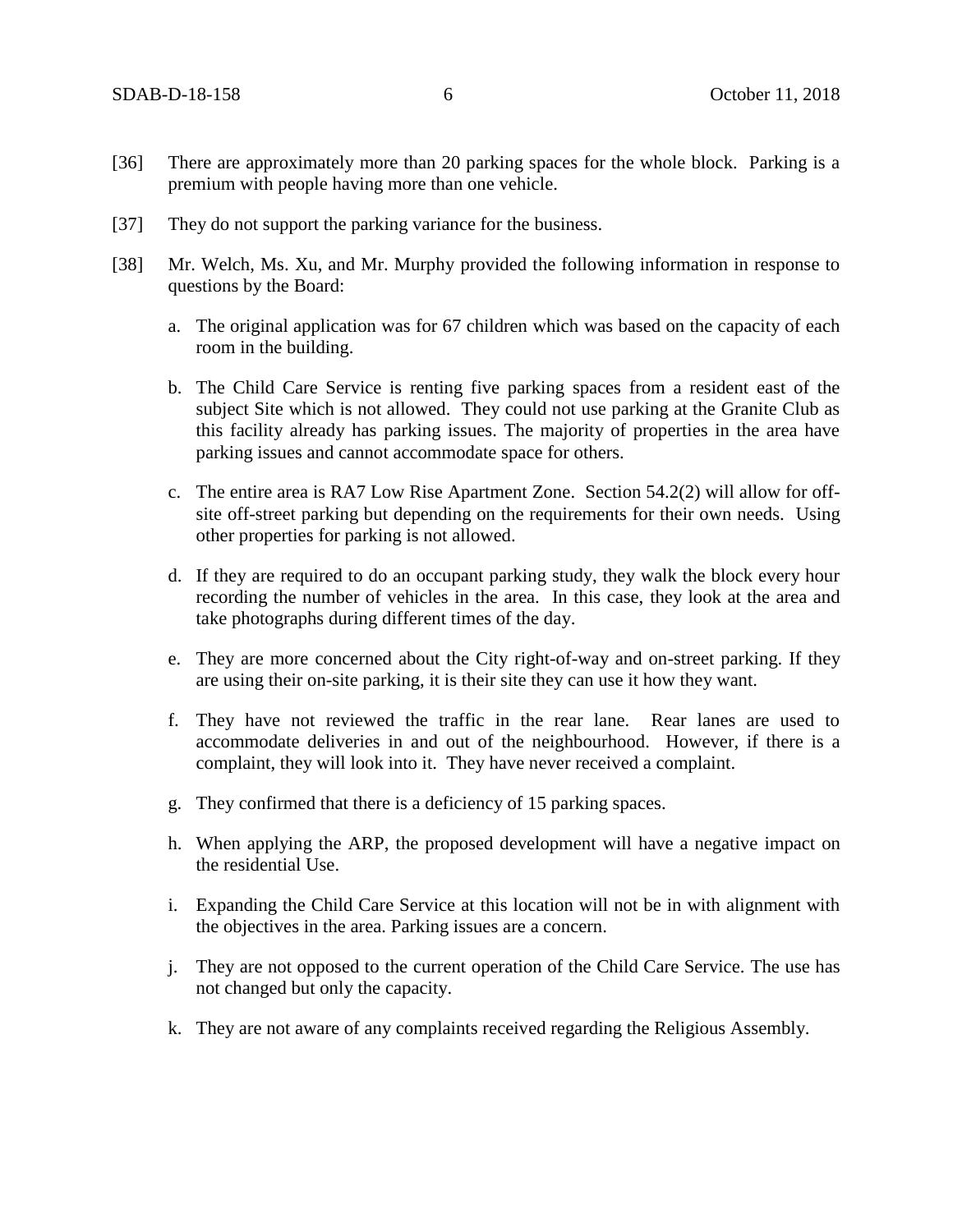[36] There are approximately more than 20 parking spaces for the whole block. Parking is a premium with people having more than one vehicle.

[37] They do not support the parking variance for the business.

[38] Mr. Welch, Ms. Xu, and Mr. Murphy provided the following information in response to questions by the Board:

a. The original application was for 67 children which was based on the capacity of each room in the building.

b. The Child Care Service is renting five parking spaces from a resident east of the subject Site which is not allowed. They could not use parking at the Granite Club as this facility already has parking issues. The majority of properties in the area have parking issues and cannot accommodate space for others.

c. The entire area is RA7 Low Rise Apartment Zone. Section 54.2(2) will allow for off-site off-street parking but depending on the requirements for their own needs. Using other properties for parking is not allowed.

d. If they are required to do an occupant parking study, they walk the block every hour recording the number of vehicles in the area. In this case, they look at the area and take photographs during different times of the day.

e. They are more concerned about the City right-of-way and on-street parking. If they are using their on-site parking, it is their site they can use it how they want.

f. They have not reviewed the traffic in the rear lane. Rear lanes are used to accommodate deliveries in and out of the neighbourhood. However, if there is a complaint, they will look into it. They have never received a complaint.

g. They confirmed that there is a deficiency of 15 parking spaces.

h. When applying the ARP, the proposed development will have a negative impact on the residential Use.

i. Expanding the Child Care Service at this location will not be in with alignment with the objectives in the area. Parking issues are a concern.

j. They are not opposed to the current operation of the Child Care Service. The use has not changed but only the capacity.

k. They are not aware of any complaints received regarding the Religious Assembly.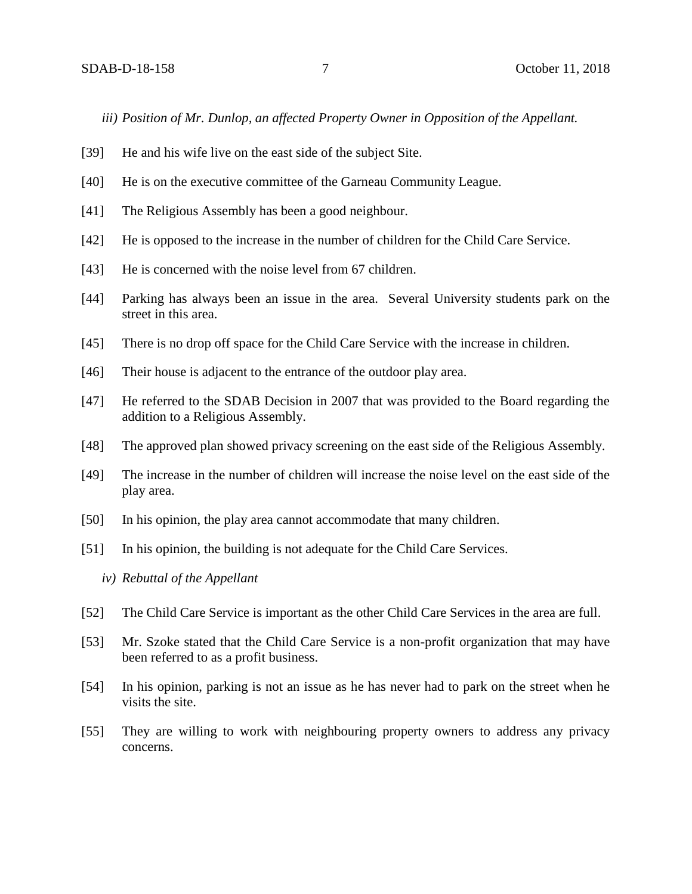*iii) Position of Mr. Dunlop, an affected Property Owner in Opposition of the Appellant.*

[39] He and his wife live on the east side of the subject Site.

[40] He is on the executive committee of the Garneau Community League.

[41] The Religious Assembly has been a good neighbour.

[42] He is opposed to the increase in the number of children for the Child Care Service.

[43] He is concerned with the noise level from 67 children.

[44] Parking has always been an issue in the area. Several University students park on the street in this area.

[45] There is no drop off space for the Child Care Service with the increase in children.

[46] Their house is adjacent to the entrance of the outdoor play area.

[47] He referred to the SDAB Decision in 2007 that was provided to the Board regarding the addition to a Religious Assembly.

[48] The approved plan showed privacy screening on the east side of the Religious Assembly.

[49] The increase in the number of children will increase the noise level on the east side of the play area.

[50] In his opinion, the play area cannot accommodate that many children.

[51] In his opinion, the building is not adequate for the Child Care Services.

*iv) Rebuttal of the Appellant*

[52] The Child Care Service is important as the other Child Care Services in the area are full.

[53] Mr. Szoke stated that the Child Care Service is a non-profit organization that may have been referred to as a profit business.

[54] In his opinion, parking is not an issue as he has never had to park on the street when he visits the site.

[55] They are willing to work with neighbouring property owners to address any privacy concerns.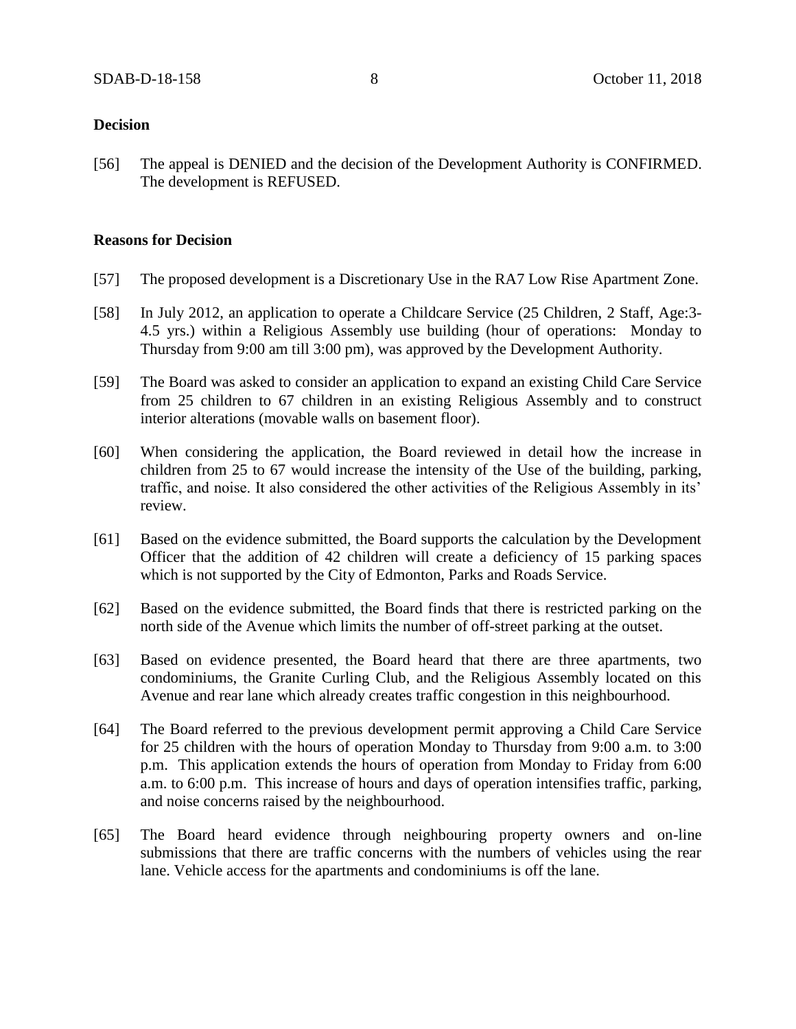**Decision**

[56] The appeal is DENIED and the decision of the Development Authority is CONFIRMED. The development is REFUSED.

**Reasons for Decision**

[57] The proposed development is a Discretionary Use in the RA7 Low Rise Apartment Zone.

[58] In July 2012, an application to operate a Childcare Service (25 Children, 2 Staff, Age:3-4.5 yrs.) within a Religious Assembly use building (hour of operations: Monday to Thursday from 9:00 am till 3:00 pm), was approved by the Development Authority.

[59] The Board was asked to consider an application to expand an existing Child Care Service from 25 children to 67 children in an existing Religious Assembly and to construct interior alterations (movable walls on basement floor).

[60] When considering the application, the Board reviewed in detail how the increase in children from 25 to 67 would increase the intensity of the Use of the building, parking, traffic, and noise. It also considered the other activities of the Religious Assembly in its' review.

[61] Based on the evidence submitted, the Board supports the calculation by the Development Officer that the addition of 42 children will create a deficiency of 15 parking spaces which is not supported by the City of Edmonton, Parks and Roads Service.

[62] Based on the evidence submitted, the Board finds that there is restricted parking on the north side of the Avenue which limits the number of off-street parking at the outset.

[63] Based on evidence presented, the Board heard that there are three apartments, two condominiums, the Granite Curling Club, and the Religious Assembly located on this Avenue and rear lane which already creates traffic congestion in this neighbourhood.

[64] The Board referred to the previous development permit approving a Child Care Service for 25 children with the hours of operation Monday to Thursday from 9:00 a.m. to 3:00 p.m. This application extends the hours of operation from Monday to Friday from 6:00 a.m. to 6:00 p.m. This increase of hours and days of operation intensifies traffic, parking, and noise concerns raised by the neighbourhood.

[65] The Board heard evidence through neighbouring property owners and on-line submissions that there are traffic concerns with the numbers of vehicles using the rear lane. Vehicle access for the apartments and condominiums is off the lane.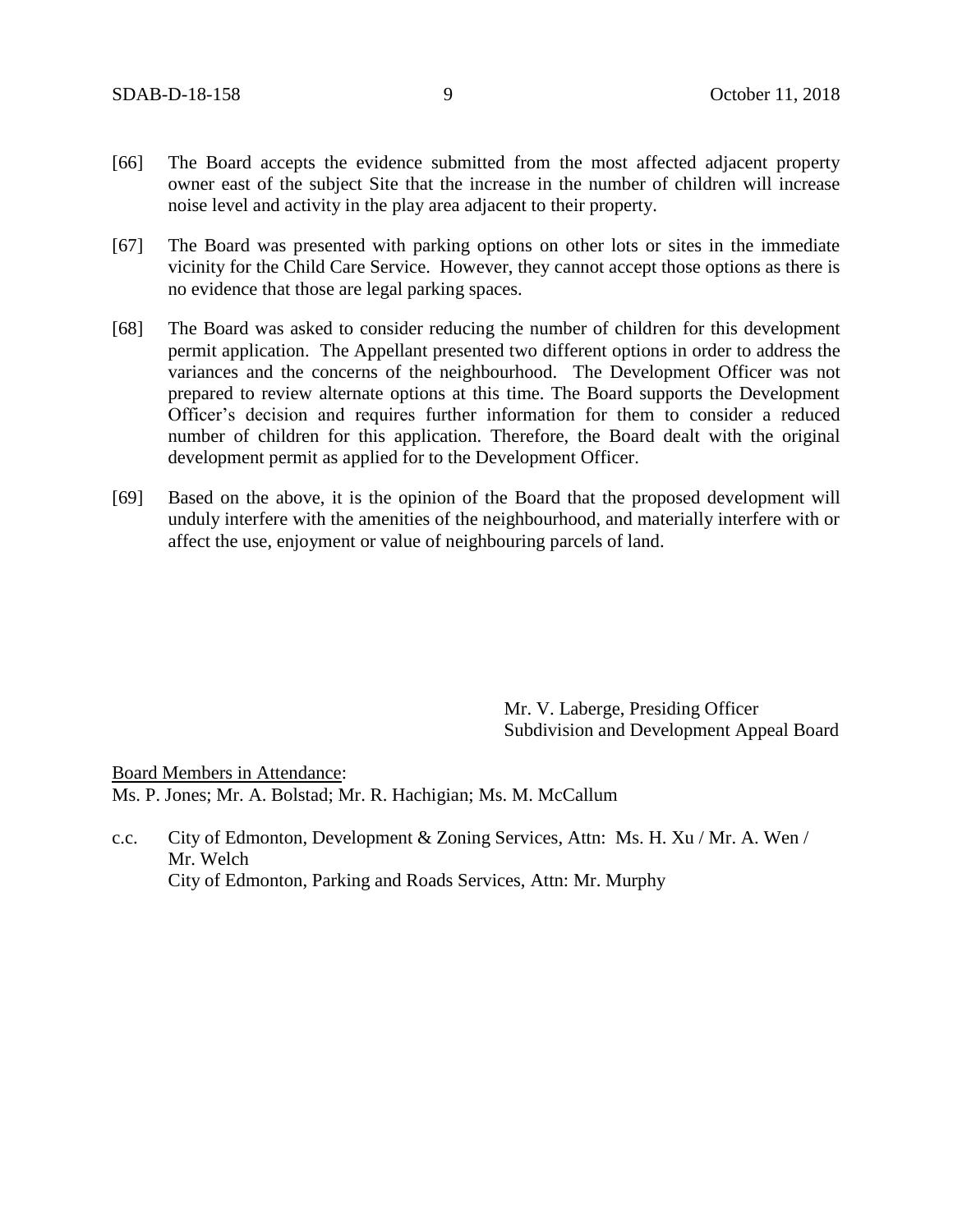[66] The Board accepts the evidence submitted from the most affected adjacent property owner east of the subject Site that the increase in the number of children will increase noise level and activity in the play area adjacent to their property.

[67] The Board was presented with parking options on other lots or sites in the immediate vicinity for the Child Care Service. However, they cannot accept those options as there is no evidence that those are legal parking spaces.

[68] The Board was asked to consider reducing the number of children for this development permit application. The Appellant presented two different options in order to address the variances and the concerns of the neighbourhood. The Development Officer was not prepared to review alternate options at this time. The Board supports the Development Officer's decision and requires further information for them to consider a reduced number of children for this application. Therefore, the Board dealt with the original development permit as applied for to the Development Officer.

[69] Based on the above, it is the opinion of the Board that the proposed development will unduly interfere with the amenities of the neighbourhood, and materially interfere with or affect the use, enjoyment or value of neighbouring parcels of land.

Mr. V. Laberge, Presiding Officer
Subdivision and Development Appeal Board

Board Members in Attendance:
Ms. P. Jones; Mr. A. Bolstad; Mr. R. Hachigian; Ms. M. McCallum

c.c. City of Edmonton, Development & Zoning Services, Attn: Ms. H. Xu / Mr. A. Wen / Mr. Welch
City of Edmonton, Parking and Roads Services, Attn: Mr. Murphy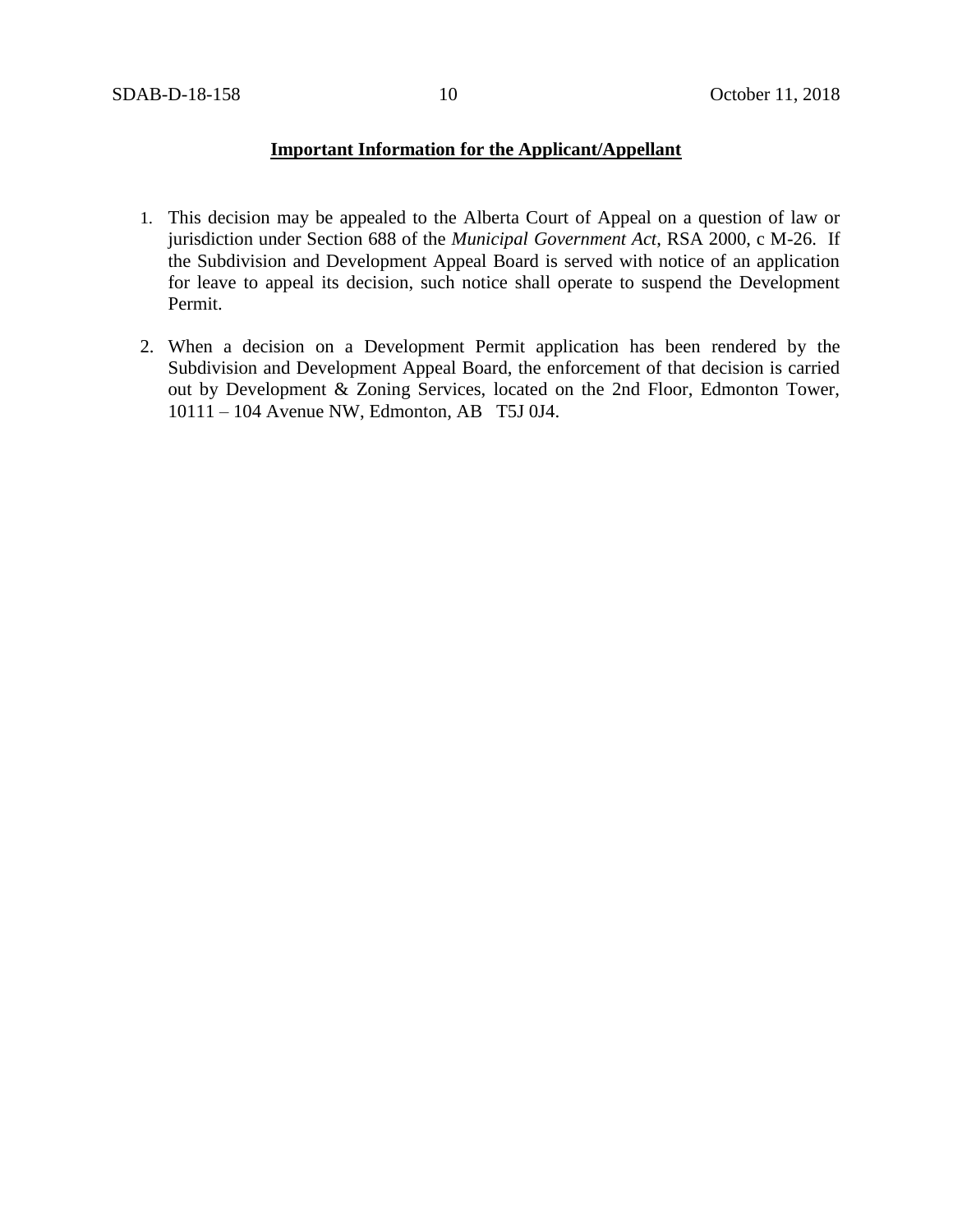**Important Information for the Applicant/Appellant**

1. This decision may be appealed to the Alberta Court of Appeal on a question of law or jurisdiction under Section 688 of the *Municipal Government Act*, RSA 2000, c M-26. If the Subdivision and Development Appeal Board is served with notice of an application for leave to appeal its decision, such notice shall operate to suspend the Development Permit.

2. When a decision on a Development Permit application has been rendered by the Subdivision and Development Appeal Board, the enforcement of that decision is carried out by Development & Zoning Services, located on the 2nd Floor, Edmonton Tower, 10111 – 104 Avenue NW, Edmonton, AB T5J 0J4.